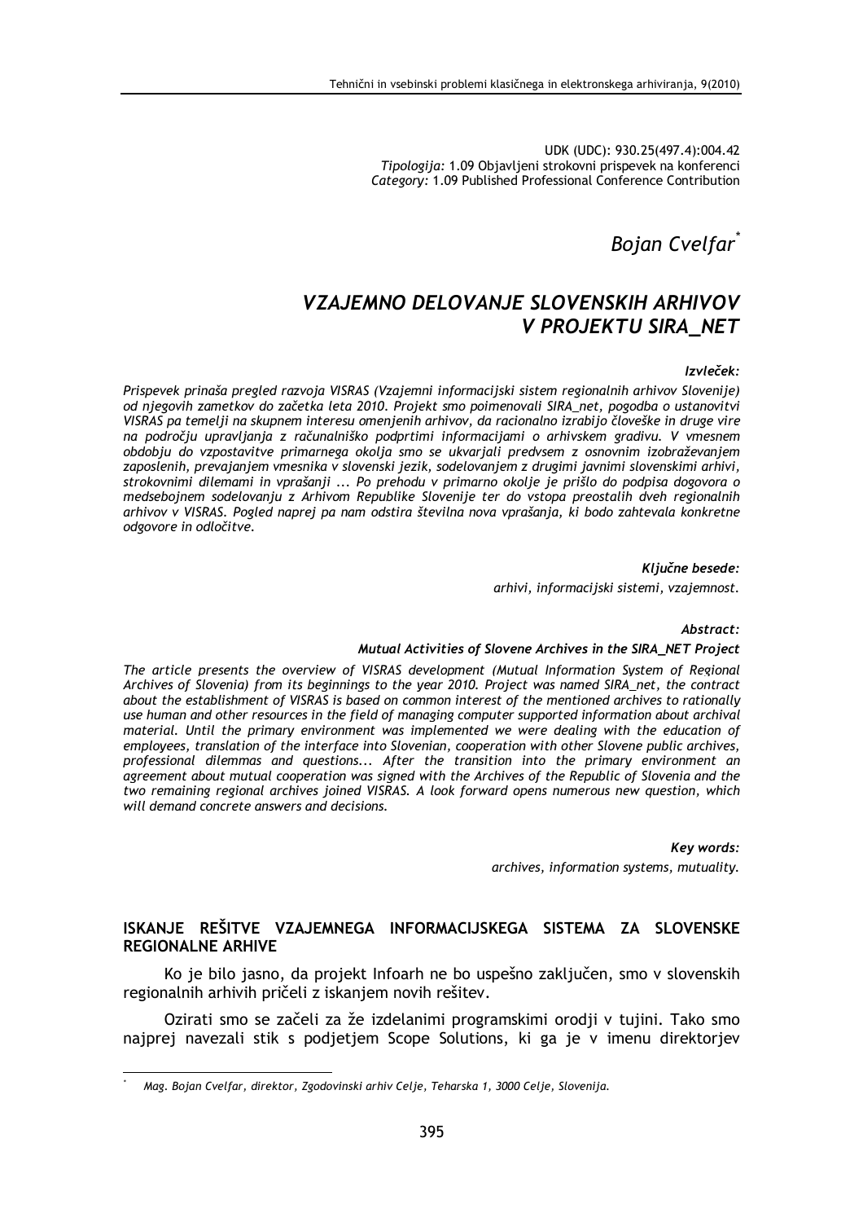UDK (UDC): 930.25(497.4):004.42
*Tipologija:* 1.09 Objavljeni strokovni prispevek na konferenci
*Category:* 1.09 Published Professional Conference Contribution

*Bojan Cvelfar*[*]

# *VZAJEMNO DELOVANJE SLOVENSKIH ARHIVOV V PROJEKTU SIRA_NET*

***Izvleček:***

*Prispevek prinaša pregled razvoja VISRAS (Vzajemni informacijski sistem regionalnih arhivov Slovenije) od njegovih zametkov do začetka leta 2010. Projekt smo poimenovali SIRA_net, pogodba o ustanovitvi VISRAS pa temelji na skupnem interesu omenjenih arhivov, da racionalno izrabijo človeške in druge vire na področju upravljanja z računalniško podprtimi informacijami o arhivskem gradivu. V vmesnem obdobju do vzpostavitve primarnega okolja smo se ukvarjali predvsem z osnovnim izobraževanjem zaposlenih, prevajanjem vmesnika v slovenski jezik, sodelovanjem z drugimi javnimi slovenskimi arhivi, strokovnimi dilemami in vprašanji ... Po prehodu v primarno okolje je prišlo do podpisa dogovora o medsebojnem sodelovanju z Arhivom Republike Slovenije ter do vstopa preostalih dveh regionalnih arhivov v VISRAS. Pogled naprej pa nam odstira številna nova vprašanja, ki bodo zahtevala konkretne odgovore in odločitve.*

***Ključne besede:***

*arhivi, informacijski sistemi, vzajemnost.*

***Abstract:***

***Mutual Activities of Slovene Archives in the SIRA_NET Project***

*The article presents the overview of VISRAS development (Mutual Information System of Regional Archives of Slovenia) from its beginnings to the year 2010. Project was named SIRA_net, the contract about the establishment of VISRAS is based on common interest of the mentioned archives to rationally use human and other resources in the field of managing computer supported information about archival material. Until the primary environment was implemented we were dealing with the education of employees, translation of the interface into Slovenian, cooperation with other Slovene public archives, professional dilemmas and questions... After the transition into the primary environment an agreement about mutual cooperation was signed with the Archives of the Republic of Slovenia and the two remaining regional archives joined VISRAS. A look forward opens numerous new question, which will demand concrete answers and decisions.*

***Key words:***

*archives, information systems, mutuality.*

## ISKANJE REŠITVE VZAJEMNEGA INFORMACIJSKEGA SISTEMA ZA SLOVENSKE REGIONALNE ARHIVE

Ko je bilo jasno, da projekt Infoarh ne bo uspešno zaključen, smo v slovenskih regionalnih arhivih pričeli z iskanjem novih rešitev.

Ozirati smo se začeli za že izdelanimi programskimi orodji v tujini. Tako smo najprej navezali stik s podjetjem Scope Solutions, ki ga je v imenu direktorjev

[*] *Mag. Bojan Cvelfar, direktor, Zgodovinski arhiv Celje, Teharska 1, 3000 Celje, Slovenija.*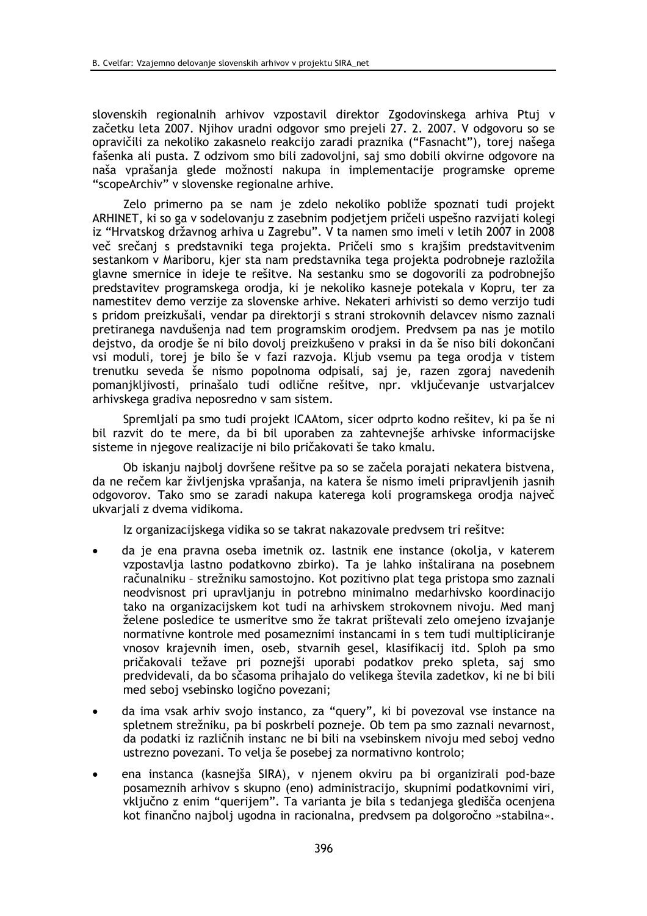slovenskih regionalnih arhivov vzpostavil direktor Zgodovinskega arhiva Ptuj v začetku leta 2007. Njihov uradni odgovor smo prejeli 27. 2. 2007. V odgovoru so se opravičili za nekoliko zakasnelo reakcijo zaradi praznika ("Fasnacht"), torej našega fašenka ali pusta. Z odzivom smo bili zadovoljni, saj smo dobili okvirne odgovore na naša vprašanja glede možnosti nakupa in implementacije programske opreme "scopeArchiv" v slovenske regionalne arhive.

Zelo primerno pa se nam je zdelo nekoliko pobliže spoznati tudi projekt ARHINET, ki so ga v sodelovanju z zasebnim podjetjem pričeli uspešno razvijati kolegi iz "Hrvatskog državnog arhiva u Zagrebu". V ta namen smo imeli v letih 2007 in 2008 več srečanj s predstavniki tega projekta. Pričeli smo s krajšim predstavitvenim sestankom v Mariboru, kjer sta nam predstavnika tega projekta podrobneje razložila glavne smernice in ideje te rešitve. Na sestanku smo se dogovorili za podrobnejšo predstavitev programskega orodja, ki je nekoliko kasneje potekala v Kopru, ter za namestitev demo verzije za slovenske arhive. Nekateri arhivisti so demo verzijo tudi s pridom preizkušali, vendar pa direktorji s strani strokovnih delavcev nismo zaznali pretiranega navdušenja nad tem programskim orodjem. Predvsem pa nas je motilo dejstvo, da orodje še ni bilo dovolj preizkušeno v praksi in da še niso bili dokončani vsi moduli, torej je bilo še v fazi razvoja. Kljub vsemu pa tega orodja v tistem trenutku seveda še nismo popolnoma odpisali, saj je, razen zgoraj navedenih pomanjkljivosti, prinašalo tudi odlične rešitve, npr. vključevanje ustvarjalcev arhivskega gradiva neposredno v sam sistem.

Spremljali pa smo tudi projekt ICAAtom, sicer odprto kodno rešitev, ki pa še ni bil razvit do te mere, da bi bil uporaben za zahtevnejše arhivske informacijske sisteme in njegove realizacije ni bilo pričakovati še tako kmalu.

Ob iskanju najbolj dovršene rešitve pa so se začela porajati nekatera bistvena, da ne rečem kar življenjska vprašanja, na katera še nismo imeli pripravljenih jasnih odgovorov. Tako smo se zaradi nakupa katerega koli programskega orodja največ ukvarjali z dvema vidikoma.

Iz organizacijskega vidika so se takrat nakazovale predvsem tri rešitve:

- da je ena pravna oseba imetnik oz. lastnik ene instance (okolja, v katerem vzpostavlja lastno podatkovno zbirko). Ta je lahko inštalirana na posebnem računalniku – strežniku samostojno. Kot pozitivno plat tega pristopa smo zaznali neodvisnost pri upravljanju in potrebno minimalno medarhivsko koordinacijo tako na organizacijskem kot tudi na arhivskem strokovnem nivoju. Med manj želene posledice te usmeritve smo že takrat prištevali zelo omejeno izvajanje normativne kontrole med posameznimi instancami in s tem tudi multipliciranje vnosov krajevnih imen, oseb, stvarnih gesel, klasifikacij itd. Sploh pa smo pričakovali težave pri poznejši uporabi podatkov preko spleta, saj smo predvidevali, da bo sčasoma prihajalo do velikega števila zadetkov, ki ne bi bili med seboj vsebinsko logično povezani;
- da ima vsak arhiv svojo instanco, za "query", ki bi povezoval vse instance na spletnem strežniku, pa bi poskrbeli pozneje. Ob tem pa smo zaznali nevarnost, da podatki iz različnih instanc ne bi bili na vsebinskem nivoju med seboj vedno ustrezno povezani. To velja še posebej za normativno kontrolo;
- ena instanca (kasnejša SIRA), v njenem okviru pa bi organizirali pod-baze posameznih arhivov s skupno (eno) administracijo, skupnimi podatkovnimi viri, vključno z enim "querijem". Ta varianta je bila s tedanjega gledišča ocenjena kot finančno najbolj ugodna in racionalna, predvsem pa dolgoročno »stabilna«.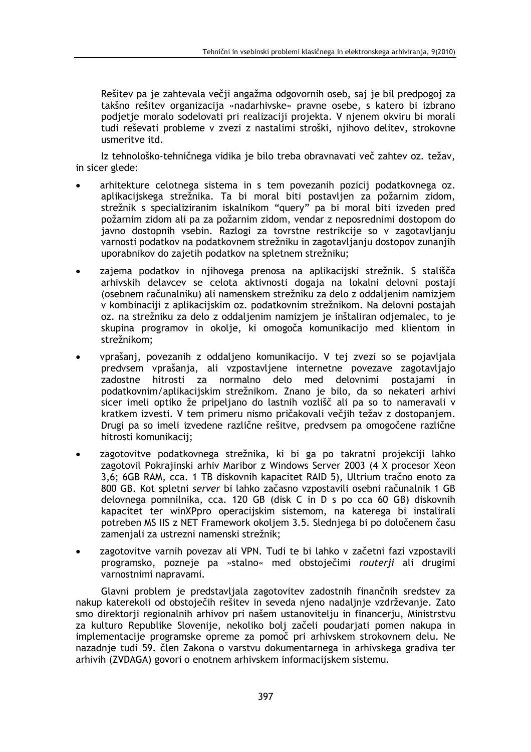Rešitev pa je zahtevala večji angažma odgovornih oseb, saj je bil predpogoj za takšno rešitev organizacija »nadarhivske« pravne osebe, s katero bi izbrano podjetje moralo sodelovati pri realizaciji projekta. V njenem okviru bi morali tudi reševati probleme v zvezi z nastalimi stroški, njihovo delitev, strokovne usmeritve itd.

Iz tehnološko-tehničnega vidika je bilo treba obravnavati več zahtev oz. težav, in sicer glede:

- arhitekture celotnega sistema in s tem povezanih pozicij podatkovnega oz. aplikacijskega strežnika. Ta bi moral biti postavljen za požarnim zidom, strežnik s specializiranim iskalnikom "query" pa bi moral biti izveden pred požarnim zidom ali pa za požarnim zidom, vendar z neposrednimi dostopom do javno dostopnih vsebin. Razlogi za tovrstne restrikcije so v zagotavljanju varnosti podatkov na podatkovnem strežniku in zagotavljanju dostopov zunanjih uporabnikov do zajetih podatkov na spletnem strežniku;
- zajema podatkov in njihovega prenosa na aplikacijski strežnik. S stališča arhivskih delavcev se celota aktivnosti dogaja na lokalni delovni postaji (osebnem računalniku) ali namenskem strežniku za delo z oddaljenim namizjem v kombinaciji z aplikacijskim oz. podatkovnim strežnikom. Na delovni postajah oz. na strežniku za delo z oddaljenim namizjem je inštaliran odjemalec, to je skupina programov in okolje, ki omogoča komunikacijo med klientom in strežnikom;
- vprašanj, povezanih z oddaljeno komunikacijo. V tej zvezi so se pojavljala predvsem vprašanja, ali vzpostavljene internetne povezave zagotavljajo zadostne hitrosti za normalno delo med delovnimi postajami in podatkovnim/aplikacijskim strežnikom. Znano je bilo, da so nekateri arhivi sicer imeli optiko že pripeljano do lastnih vozlišč ali pa so to nameravali v kratkem izvesti. V tem primeru nismo pričakovali večjih težav z dostopanjem. Drugi pa so imeli izvedene različne rešitve, predvsem pa omogočene različne hitrosti komunikacij;
- zagotovitve podatkovnega strežnika, ki bi ga po takratni projekciji lahko zagotovil Pokrajinski arhiv Maribor z Windows Server 2003 (4 X procesor Xeon 3,6; 6GB RAM, cca. 1 TB diskovnih kapacitet RAID 5), Ultrium tračno enoto za 800 GB. Kot spletni *server* bi lahko začasno vzpostavili osebni računalnik 1 GB delovnega pomnilnika, cca. 120 GB (disk C in D s po cca 60 GB) diskovnih kapacitet ter winXPpro operacijskim sistemom, na katerega bi instalirali potreben MS IIS z NET Framework okoljem 3.5. Slednjega bi po določenem času zamenjali za ustrezni namenski strežnik;
- zagotovitve varnih povezav ali VPN. Tudi te bi lahko v začetni fazi vzpostavili programsko, pozneje pa »stalno« med obstoječimi *routerji* ali drugimi varnostnimi napravami.

Glavni problem je predstavljala zagotovitev zadostnih finančnih sredstev za nakup katerekoli od obstoječih rešitev in seveda njeno nadaljnje vzdrževanje. Zato smo direktorji regionalnih arhivov pri našem ustanovitelju in financerju, Ministrstvu za kulturo Republike Slovenije, nekoliko bolj začeli poudarjati pomen nakupa in implementacije programske opreme za pomoč pri arhivskem strokovnem delu. Ne nazadnje tudi 59. člen Zakona o varstvu dokumentarnega in arhivskega gradiva ter arhivih (ZVDAGA) govori o enotnem arhivskem informacijskem sistemu.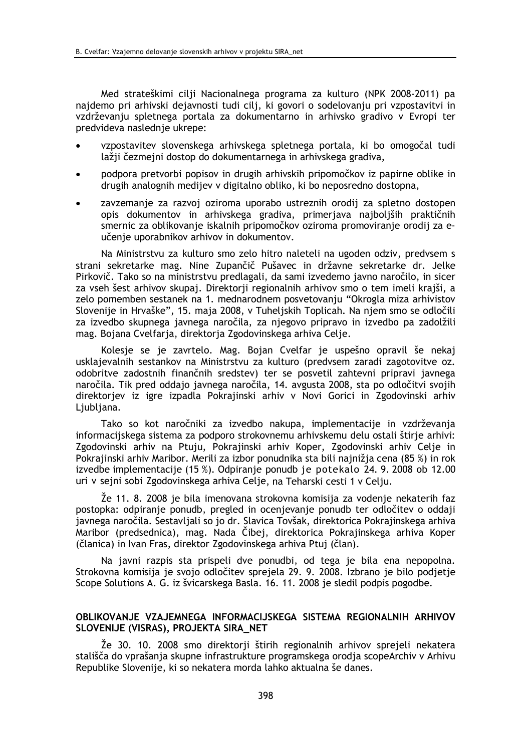Med strateškimi cilji Nacionalnega programa za kulturo (NPK 2008-2011) pa najdemo pri arhivski dejavnosti tudi cilj, ki govori o sodelovanju pri vzpostavitvi in vzdrževanju spletnega portala za dokumentarno in arhivsko gradivo v Evropi ter predvideva naslednje ukrepe:

- vzpostavitev slovenskega arhivskega spletnega portala, ki bo omogočal tudi lažji čezmejni dostop do dokumentarnega in arhivskega gradiva,
- podpora pretvorbi popisov in drugih arhivskih pripomočkov iz papirne oblike in drugih analognih medijev v digitalno obliko, ki bo neposredno dostopna,
- zavzemanje za razvoj oziroma uporabo ustreznih orodij za spletno dostopen opis dokumentov in arhivskega gradiva, primerjava najboljših praktičnih smernic za oblikovanje iskalnih pripomočkov oziroma promoviranje orodij za e-učenje uporabnikov arhivov in dokumentov.

Na Ministrstvu za kulturo smo zelo hitro naleteli na ugoden odziv, predvsem s strani sekretarke mag. Nine Zupančič Pušavec in državne sekretarke dr. Jelke Pirkovič. Tako so na ministrstvu predlagali, da sami izvedemo javno naročilo, in sicer za vseh šest arhivov skupaj. Direktorji regionalnih arhivov smo o tem imeli krajši, a zelo pomemben sestanek na 1. mednarodnem posvetovanju "Okrogla miza arhivistov Slovenije in Hrvaške", 15. maja 2008, v Tuheljskih Toplicah. Na njem smo se odločili za izvedbo skupnega javnega naročila, za njegovo pripravo in izvedbo pa zadolžili mag. Bojana Cvelfarja, direktorja Zgodovinskega arhiva Celje.

Kolesje se je zavrtelo. Mag. Bojan Cvelfar je uspešno opravil še nekaj usklajevalnih sestankov na Ministrstvu za kulturo (predvsem zaradi zagotovitve oz. odobritve zadostnih finančnih sredstev) ter se posvetil zahtevni pripravi javnega naročila. Tik pred oddajo javnega naročila, 14. avgusta 2008, sta po odločitvi svojih direktorjev iz igre izpadla Pokrajinski arhiv v Novi Gorici in Zgodovinski arhiv Ljubljana.

Tako so kot naročniki za izvedbo nakupa, implementacije in vzdrževanja informacijskega sistema za podporo strokovnemu arhivskemu delu ostali štirje arhivi: Zgodovinski arhiv na Ptuju, Pokrajinski arhiv Koper, Zgodovinski arhiv Celje in Pokrajinski arhiv Maribor. Merili za izbor ponudnika sta bili najnižja cena (85 %) in rok izvedbe implementacije (15 %). Odpiranje ponudb je potekalo 24. 9. 2008 ob 12.00 uri v sejni sobi Zgodovinskega arhiva Celje, na Teharski cesti 1 v Celju.

Že 11. 8. 2008 je bila imenovana strokovna komisija za vodenje nekaterih faz postopka: odpiranje ponudb, pregled in ocenjevanje ponudb ter odločitev o oddaji javnega naročila. Sestavljali so jo dr. Slavica Tovšak, direktorica Pokrajinskega arhiva Maribor (predsednica), mag. Nada Čibej, direktorica Pokrajinskega arhiva Koper (članica) in Ivan Fras, direktor Zgodovinskega arhiva Ptuj (član).

Na javni razpis sta prispeli dve ponudbi, od tega je bila ena nepopolna. Strokovna komisija je svojo odločitev sprejela 29. 9. 2008. Izbrano je bilo podjetje Scope Solutions A. G. iz švicarskega Basla. 16. 11. 2008 je sledil podpis pogodbe.

## OBLIKOVANJE VZAJEMNEGA INFORMACIJSKEGA SISTEMA REGIONALNIH ARHIVOV SLOVENIJE (VISRAS), PROJEKTA SIRA_NET

Že 30. 10. 2008 smo direktorji štirih regionalnih arhivov sprejeli nekatera stališča do vprašanja skupne infrastrukture programskega orodja scopeArchiv v Arhivu Republike Slovenije, ki so nekatera morda lahko aktualna še danes.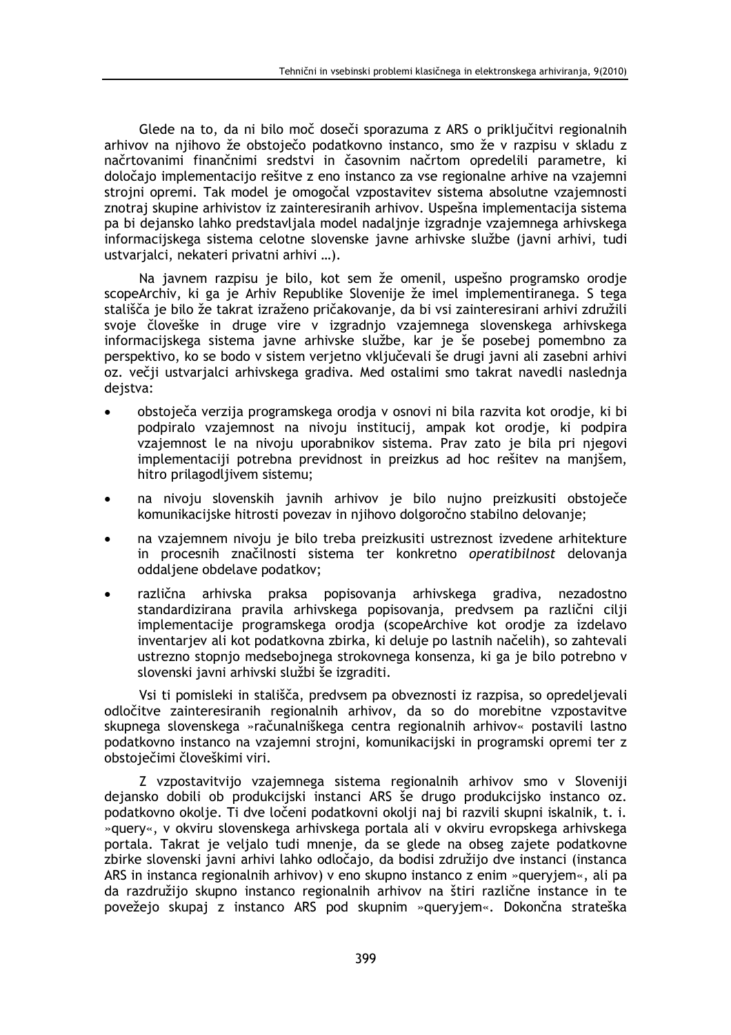Glede na to, da ni bilo moč doseči sporazuma z ARS o priključitvi regionalnih arhivov na njihovo že obstoječo podatkovno instanco, smo že v razpisu v skladu z načrtovanimi finančnimi sredstvi in časovnim načrtom opredelili parametre, ki določajo implementacijo rešitve z eno instanco za vse regionalne arhive na vzajemni strojni opremi. Tak model je omogočal vzpostavitev sistema absolutne vzajemnosti znotraj skupine arhivistov iz zainteresiranih arhivov. Uspešna implementacija sistema pa bi dejansko lahko predstavljala model nadaljnje izgradnje vzajemnega arhivskega informacijskega sistema celotne slovenske javne arhivske službe (javni arhivi, tudi ustvarjalci, nekateri privatni arhivi …).

Na javnem razpisu je bilo, kot sem že omenil, uspešno programsko orodje scopeArchiv, ki ga je Arhiv Republike Slovenije že imel implementiranega. S tega stališča je bilo že takrat izraženo pričakovanje, da bi vsi zainteresirani arhivi združili svoje človeške in druge vire v izgradnjo vzajemnega slovenskega arhivskega informacijskega sistema javne arhivske službe, kar je še posebej pomembno za perspektivo, ko se bodo v sistem verjetno vključevali še drugi javni ali zasebni arhivi oz. večji ustvarjalci arhivskega gradiva. Med ostalimi smo takrat navedli naslednja dejstva:

- obstoječa verzija programskega orodja v osnovi ni bila razvita kot orodje, ki bi podpiralo vzajemnost na nivoju institucij, ampak kot orodje, ki podpira vzajemnost le na nivoju uporabnikov sistema. Prav zato je bila pri njegovi implementaciji potrebna previdnost in preizkus ad hoc rešitev na manjšem, hitro prilagodljivem sistemu;
- na nivoju slovenskih javnih arhivov je bilo nujno preizkusiti obstoječe komunikacijske hitrosti povezav in njihovo dolgoročno stabilno delovanje;
- na vzajemnem nivoju je bilo treba preizkusiti ustreznost izvedene arhitekture in procesnih značilnosti sistema ter konkretno *operatibilnost* delovanja oddaljene obdelave podatkov;
- različna arhivska praksa popisovanja arhivskega gradiva, nezadostno standardizirana pravila arhivskega popisovanja, predvsem pa različni cilji implementacije programskega orodja (scopeArchive kot orodje za izdelavo inventarjev ali kot podatkovna zbirka, ki deluje po lastnih načelih), so zahtevali ustrezno stopnjo medsebojnega strokovnega konsenza, ki ga je bilo potrebno v slovenski javni arhivski službi še izgraditi.

Vsi ti pomisleki in stališča, predvsem pa obveznosti iz razpisa, so opredeljevali odločitve zainteresiranih regionalnih arhivov, da so do morebitne vzpostavitve skupnega slovenskega »računalniškega centra regionalnih arhivov« postavili lastno podatkovno instanco na vzajemni strojni, komunikacijski in programski opremi ter z obstoječimi človeškimi viri.

Z vzpostavitvijo vzajemnega sistema regionalnih arhivov smo v Sloveniji dejansko dobili ob produkcijski instanci ARS še drugo produkcijsko instanco oz. podatkovno okolje. Ti dve ločeni podatkovni okolji naj bi razvili skupni iskalnik, t. i. »query«, v okviru slovenskega arhivskega portala ali v okviru evropskega arhivskega portala. Takrat je veljalo tudi mnenje, da se glede na obseg zajete podatkovne zbirke slovenski javni arhivi lahko odločajo, da bodisi združijo dve instanci (instanca ARS in instanca regionalnih arhivov) v eno skupno instanco z enim »queryjem«, ali pa da razdružijo skupno instanco regionalnih arhivov na štiri različne instance in te povežejo skupaj z instanco ARS pod skupnim »queryjem«. Dokončna strateška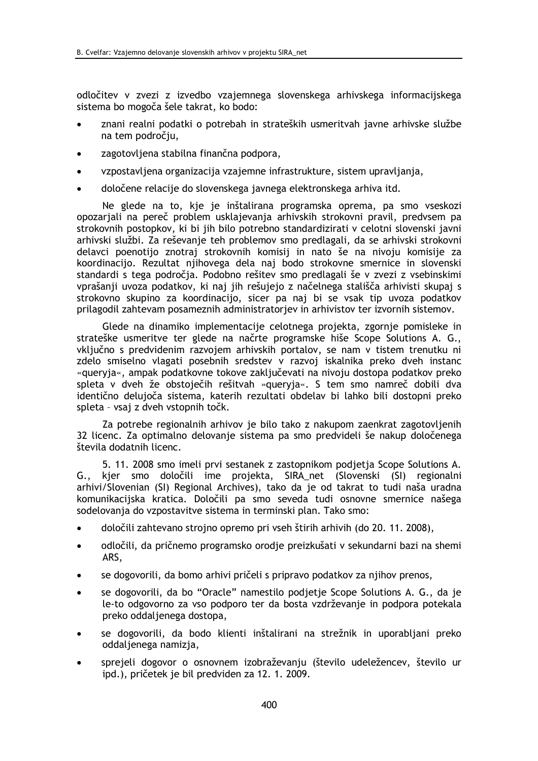odločitev v zvezi z izvedbo vzajemnega slovenskega arhivskega informacijskega sistema bo mogoča šele takrat, ko bodo:

- znani realni podatki o potrebah in strateških usmeritvah javne arhivske službe na tem področju,
- zagotovljena stabilna finančna podpora,
- vzpostavljena organizacija vzajemne infrastrukture, sistem upravljanja,
- določene relacije do slovenskega javnega elektronskega arhiva itd.

Ne glede na to, kje je inštalirana programska oprema, pa smo vseskozi opozarjali na pereč problem usklajevanja arhivskih strokovni pravil, predvsem pa strokovnih postopkov, ki bi jih bilo potrebno standardizirati v celotni slovenski javni arhivski službi. Za reševanje teh problemov smo predlagali, da se arhivski strokovni delavci poenotijo znotraj strokovnih komisij in nato še na nivoju komisije za koordinacijo. Rezultat njihovega dela naj bodo strokovne smernice in slovenski standardi s tega področja. Podobno rešitev smo predlagali še v zvezi z vsebinskimi vprašanji uvoza podatkov, ki naj jih rešujejo z načelnega stališča arhivisti skupaj s strokovno skupino za koordinacijo, sicer pa naj bi se vsak tip uvoza podatkov prilagodil zahtevam posameznih administratorjev in arhivistov ter izvornih sistemov.

Glede na dinamiko implementacije celotnega projekta, zgornje pomisleke in strateške usmeritve ter glede na načrte programske hiše Scope Solutions A. G., vključno s predvidenim razvojem arhivskih portalov, se nam v tistem trenutku ni zdelo smiselno vlagati posebnih sredstev v razvoj iskalnika preko dveh instanc «queryja«, ampak podatkovne tokove zaključevati na nivoju dostopa podatkov preko spleta v dveh že obstoječih rešitvah »queryja«. S tem smo namreč dobili dva identično delujoča sistema, katerih rezultati obdelav bi lahko bili dostopni preko spleta – vsaj z dveh vstopnih točk.

Za potrebe regionalnih arhivov je bilo tako z nakupom zaenkrat zagotovljenih 32 licenc. Za optimalno delovanje sistema pa smo predvideli še nakup določenega števila dodatnih licenc.

5. 11. 2008 smo imeli prvi sestanek z zastopnikom podjetja Scope Solutions A. G., kjer smo določili ime projekta, SIRA_net (Slovenski (SI) regionalni arhivi/Slovenian (SI) Regional Archives), tako da je od takrat to tudi naša uradna komunikacijska kratica. Določili pa smo seveda tudi osnovne smernice našega sodelovanja do vzpostavitve sistema in terminski plan. Tako smo:

- določili zahtevano strojno opremo pri vseh štirih arhivih (do 20. 11. 2008),
- odločili, da pričnemo programsko orodje preizkušati v sekundarni bazi na shemi ARS,
- se dogovorili, da bomo arhivi pričeli s pripravo podatkov za njihov prenos,
- se dogovorili, da bo "Oracle" namestilo podjetje Scope Solutions A. G., da je le-to odgovorno za vso podporo ter da bosta vzdrževanje in podpora potekala preko oddaljenega dostopa,
- se dogovorili, da bodo klienti inštalirani na strežnik in uporabljani preko oddaljenega namizja,
- sprejeli dogovor o osnovnem izobraževanju (število udeležencev, število ur ipd.), pričetek je bil predviden za 12. 1. 2009.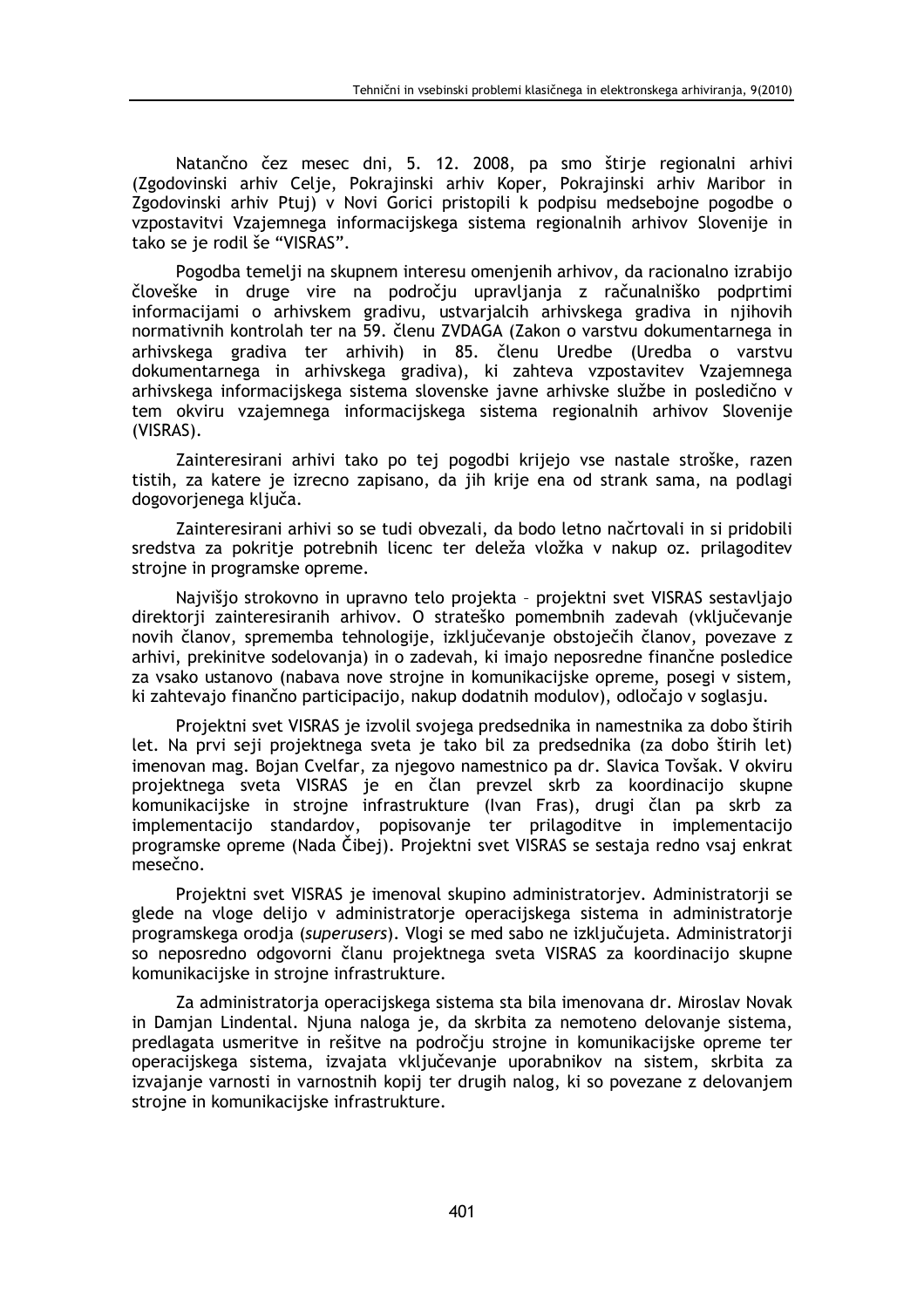Natančno čez mesec dni, 5. 12. 2008, pa smo štirje regionalni arhivi (Zgodovinski arhiv Celje, Pokrajinski arhiv Koper, Pokrajinski arhiv Maribor in Zgodovinski arhiv Ptuj) v Novi Gorici pristopili k podpisu medsebojne pogodbe o vzpostavitvi Vzajemnega informacijskega sistema regionalnih arhivov Slovenije in tako se je rodil še "VISRAS".

Pogodba temelji na skupnem interesu omenjenih arhivov, da racionalno izrabijo človeške in druge vire na področju upravljanja z računalniško podprtimi informacijami o arhivskem gradivu, ustvarjalcih arhivskega gradiva in njihovih normativnih kontrolah ter na 59. členu ZVDAGA (Zakon o varstvu dokumentarnega in arhivskega gradiva ter arhivih) in 85. členu Uredbe (Uredba o varstvu dokumentarnega in arhivskega gradiva), ki zahteva vzpostavitev Vzajemnega arhivskega informacijskega sistema slovenske javne arhivske službe in posledično v tem okviru vzajemnega informacijskega sistema regionalnih arhivov Slovenije (VISRAS).

Zainteresirani arhivi tako po tej pogodbi krijejo vse nastale stroške, razen tistih, za katere je izrecno zapisano, da jih krije ena od strank sama, na podlagi dogovorjenega ključa.

Zainteresirani arhivi so se tudi obvezali, da bodo letno načrtovali in si pridobili sredstva za pokritje potrebnih licenc ter deleža vložka v nakup oz. prilagoditev strojne in programske opreme.

Najvišjo strokovno in upravno telo projekta – projektni svet VISRAS sestavljajo direktorji zainteresiranih arhivov. O strateško pomembnih zadevah (vključevanje novih članov, sprememba tehnologije, izključevanje obstoječih članov, povezave z arhivi, prekinitve sodelovanja) in o zadevah, ki imajo neposredne finančne posledice za vsako ustanovo (nabava nove strojne in komunikacijske opreme, posegi v sistem, ki zahtevajo finančno participacijo, nakup dodatnih modulov), odločajo v soglasju.

Projektni svet VISRAS je izvolil svojega predsednika in namestnika za dobo štirih let. Na prvi seji projektnega sveta je tako bil za predsednika (za dobo štirih let) imenovan mag. Bojan Cvelfar, za njegovo namestnico pa dr. Slavica Tovšak. V okviru projektnega sveta VISRAS je en član prevzel skrb za koordinacijo skupne komunikacijske in strojne infrastrukture (Ivan Fras), drugi član pa skrb za implementacijo standardov, popisovanje ter prilagoditve in implementacijo programske opreme (Nada Čibej). Projektni svet VISRAS se sestaja redno vsaj enkrat mesečno.

Projektni svet VISRAS je imenoval skupino administratorjev. Administratorji se glede na vloge delijo v administratorje operacijskega sistema in administratorje programskega orodja (*superusers*). Vlogi se med sabo ne izključujeta. Administratorji so neposredno odgovorni članu projektnega sveta VISRAS za koordinacijo skupne komunikacijske in strojne infrastrukture.

Za administratorja operacijskega sistema sta bila imenovana dr. Miroslav Novak in Damjan Lindental. Njuna naloga je, da skrbita za nemoteno delovanje sistema, predlagata usmeritve in rešitve na področju strojne in komunikacijske opreme ter operacijskega sistema, izvajata vključevanje uporabnikov na sistem, skrbita za izvajanje varnosti in varnostnih kopij ter drugih nalog, ki so povezane z delovanjem strojne in komunikacijske infrastrukture.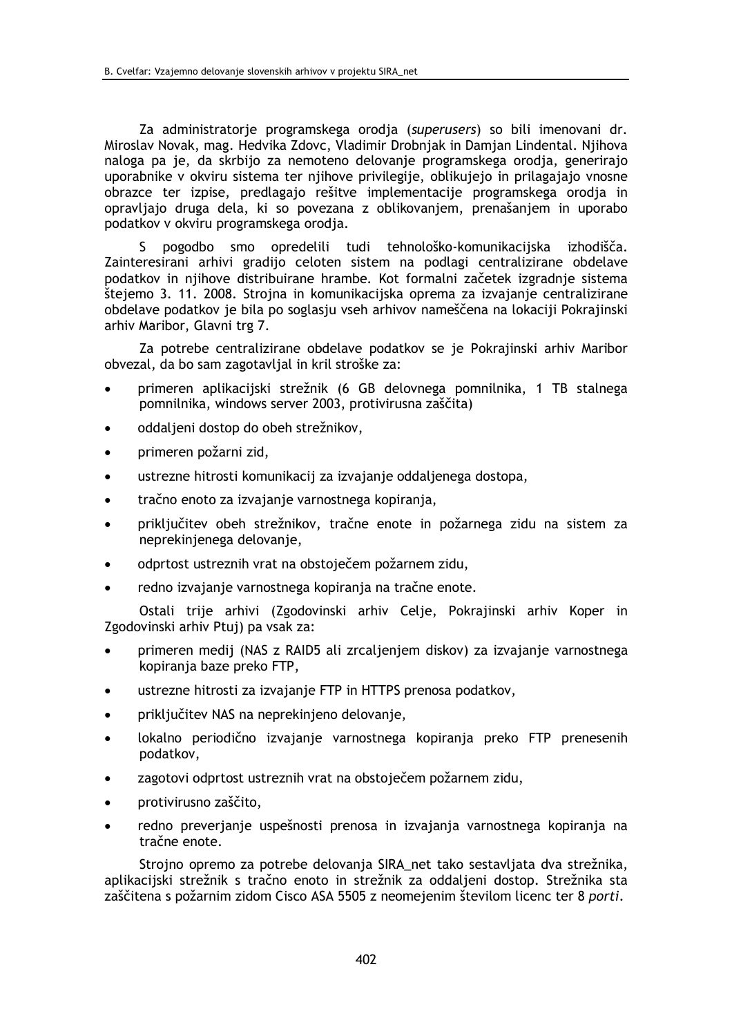Za administratorje programskega orodja (*superusers*) so bili imenovani dr. Miroslav Novak, mag. Hedvika Zdovc, Vladimir Drobnjak in Damjan Lindental. Njihova naloga pa je, da skrbijo za nemoteno delovanje programskega orodja, generirajo uporabnike v okviru sistema ter njihove privilegije, oblikujejo in prilagajajo vnosne obrazce ter izpise, predlagajo rešitve implementacije programskega orodja in opravljajo druga dela, ki so povezana z oblikovanjem, prenašanjem in uporabo podatkov v okviru programskega orodja.

S pogodbo smo opredelili tudi tehnološko-komunikacijska izhodišča. Zainteresirani arhivi gradijo celoten sistem na podlagi centralizirane obdelave podatkov in njihove distribuirane hrambe. Kot formalni začetek izgradnje sistema štejemo 3. 11. 2008. Strojna in komunikacijska oprema za izvajanje centralizirane obdelave podatkov je bila po soglasju vseh arhivov nameščena na lokaciji Pokrajinski arhiv Maribor, Glavni trg 7.

Za potrebe centralizirane obdelave podatkov se je Pokrajinski arhiv Maribor obvezal, da bo sam zagotavljal in kril stroške za:

- primeren aplikacijski strežnik (6 GB delovnega pomnilnika, 1 TB stalnega pomnilnika, windows server 2003, protivirusna zaščita)
- oddaljeni dostop do obeh strežnikov,
- primeren požarni zid,
- ustrezne hitrosti komunikacij za izvajanje oddaljenega dostopa,
- tračno enoto za izvajanje varnostnega kopiranja,
- priključitev obeh strežnikov, tračne enote in požarnega zidu na sistem za neprekinjenega delovanje,
- odprtost ustreznih vrat na obstoječem požarnem zidu,
- redno izvajanje varnostnega kopiranja na tračne enote.

Ostali trije arhivi (Zgodovinski arhiv Celje, Pokrajinski arhiv Koper in Zgodovinski arhiv Ptuj) pa vsak za:

- primeren medij (NAS z RAID5 ali zrcaljenjem diskov) za izvajanje varnostnega kopiranja baze preko FTP,
- ustrezne hitrosti za izvajanje FTP in HTTPS prenosa podatkov,
- priključitev NAS na neprekinjeno delovanje,
- lokalno periodično izvajanje varnostnega kopiranja preko FTP prenesenih podatkov,
- zagotovi odprtost ustreznih vrat na obstoječem požarnem zidu,
- protivirusno zaščito,
- redno preverjanje uspešnosti prenosa in izvajanja varnostnega kopiranja na tračne enote.

Strojno opremo za potrebe delovanja SIRA_net tako sestavljata dva strežnika, aplikacijski strežnik s tračno enoto in strežnik za oddaljeni dostop. Strežnika sta zaščitena s požarnim zidom Cisco ASA 5505 z neomejenim številom licenc ter 8 *porti*.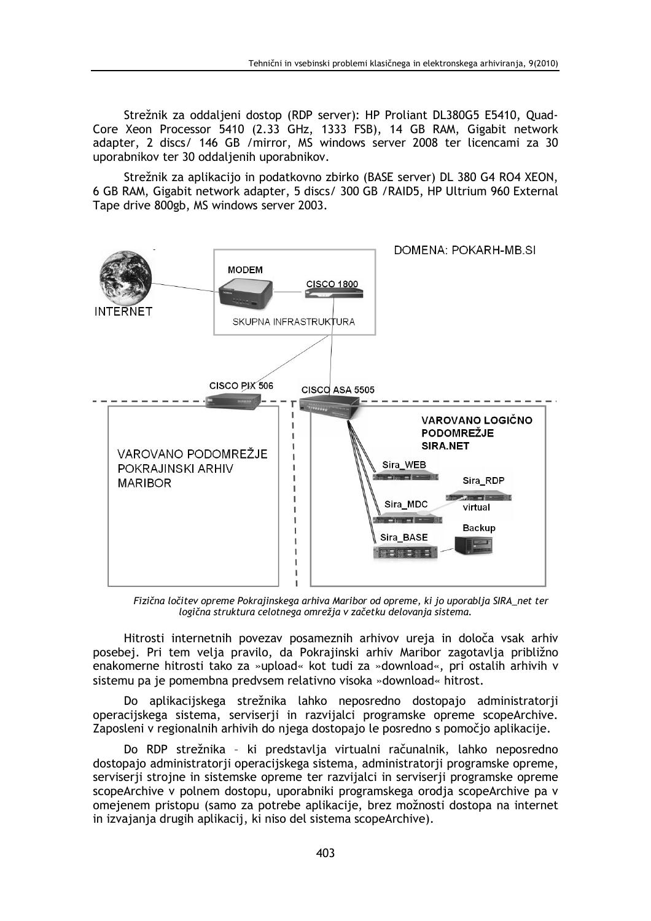Strežnik za oddaljeni dostop (RDP server): HP Proliant DL380G5 E5410, Quad-Core Xeon Processor 5410 (2.33 GHz, 1333 FSB), 14 GB RAM, Gigabit network adapter, 2 discs/ 146 GB /mirror, MS windows server 2008 ter licencami za 30 uporabnikov ter 30 oddaljenih uporabnikov.

Strežnik za aplikacijo in podatkovno zbirko (BASE server) DL 380 G4 RO4 XEON, 6 GB RAM, Gigabit network adapter, 5 discs/ 300 GB /RAID5, HP Ultrium 960 External Tape drive 800gb, MS windows server 2003.

*Fizična ločitev opreme Pokrajinskega arhiva Maribor od opreme, ki jo uporablja SIRA_net ter logična struktura celotnega omrežja v začetku delovanja sistema.*

Hitrosti internetnih povezav posameznih arhivov ureja in določa vsak arhiv posebej. Pri tem velja pravilo, da Pokrajinski arhiv Maribor zagotavlja približno enakomerne hitrosti tako za »upload« kot tudi za »download«, pri ostalih arhivih v sistemu pa je pomembna predvsem relativno visoka »download« hitrost.

Do aplikacijskega strežnika lahko neposredno dostopajo administratorji operacijskega sistema, serviserji in razvijalci programske opreme scopeArchive. Zaposleni v regionalnih arhivih do njega dostopajo le posredno s pomočjo aplikacije.

Do RDP strežnika – ki predstavlja virtualni računalnik, lahko neposredno dostopajo administratorji operacijskega sistema, administratorji programske opreme, serviserji strojne in sistemske opreme ter razvijalci in serviserji programske opreme scopeArchive v polnem dostopu, uporabniki programskega orodja scopeArchive pa v omejenem pristopu (samo za potrebe aplikacije, brez možnosti dostopa na internet in izvajanja drugih aplikacij, ki niso del sistema scopeArchive).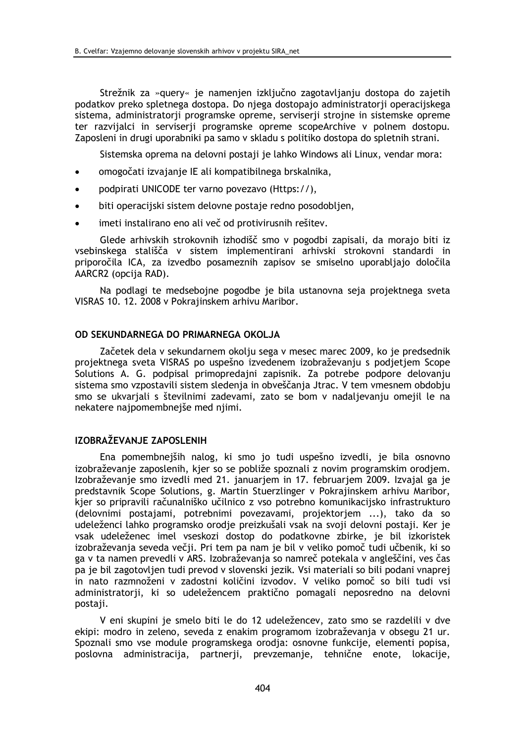Strežnik za »query« je namenjen izključno zagotavljanju dostopa do zajetih podatkov preko spletnega dostopa. Do njega dostopajo administratorji operacijskega sistema, administratorji programske opreme, serviserji strojne in sistemske opreme ter razvijalci in serviserji programske opreme scopeArchive v polnem dostopu. Zaposleni in drugi uporabniki pa samo v skladu s politiko dostopa do spletnih strani.

Sistemska oprema na delovni postaji je lahko Windows ali Linux, vendar mora:

- omogočati izvajanje IE ali kompatibilnega brskalnika,
- podpirati UNICODE ter varno povezavo (Https://),
- biti operacijski sistem delovne postaje redno posodobljen,
- imeti instalirano eno ali več od protivirusnih rešitev.

Glede arhivskih strokovnih izhodišč smo v pogodbi zapisali, da morajo biti iz vsebinskega stališča v sistem implementirani arhivski strokovni standardi in priporočila ICA, za izvedbo posameznih zapisov se smiselno uporabljajo določila AARCR2 (opcija RAD).

Na podlagi te medsebojne pogodbe je bila ustanovna seja projektnega sveta VISRAS 10. 12. 2008 v Pokrajinskem arhivu Maribor.

## OD SEKUNDARNEGA DO PRIMARNEGA OKOLJA

Začetek dela v sekundarnem okolju sega v mesec marec 2009, ko je predsednik projektnega sveta VISRAS po uspešno izvedenem izobraževanju s podjetjem Scope Solutions A. G. podpisal primopredajni zapisnik. Za potrebe podpore delovanju sistema smo vzpostavili sistem sledenja in obveščanja Jtrac. V tem vmesnem obdobju smo se ukvarjali s številnimi zadevami, zato se bom v nadaljevanju omejil le na nekatere najpomembnejše med njimi.

## IZOBRAŽEVANJE ZAPOSLENIH

Ena pomembnejših nalog, ki smo jo tudi uspešno izvedli, je bila osnovno izobraževanje zaposlenih, kjer so se pobliže spoznali z novim programskim orodjem. Izobraževanje smo izvedli med 21. januarjem in 17. februarjem 2009. Izvajal ga je predstavnik Scope Solutions, g. Martin Stuerzlinger v Pokrajinskem arhivu Maribor, kjer so pripravili računalniško učilnico z vso potrebno komunikacijsko infrastrukturo (delovnimi postajami, potrebnimi povezavami, projektorjem ...), tako da so udeleženci lahko programsko orodje preizkušali vsak na svoji delovni postaji. Ker je vsak udeleženec imel vseskozi dostop do podatkovne zbirke, je bil izkoristek izobraževanja seveda večji. Pri tem pa nam je bil v veliko pomoč tudi učbenik, ki so ga v ta namen prevedli v ARS. Izobraževanja so namreč potekala v angleščini, ves čas pa je bil zagotovljen tudi prevod v slovenski jezik. Vsi materiali so bili podani vnaprej in nato razmnoženi v zadostni količini izvodov. V veliko pomoč so bili tudi vsi administratorji, ki so udeležencem praktično pomagali neposredno na delovni postaji.

V eni skupini je smelo biti le do 12 udeležencev, zato smo se razdelili v dve ekipi: modro in zeleno, seveda z enakim programom izobraževanja v obsegu 21 ur. Spoznali smo vse module programskega orodja: osnovne funkcije, elementi popisa, poslovna administracija, partnerji, prevzemanje, tehnične enote, lokacije,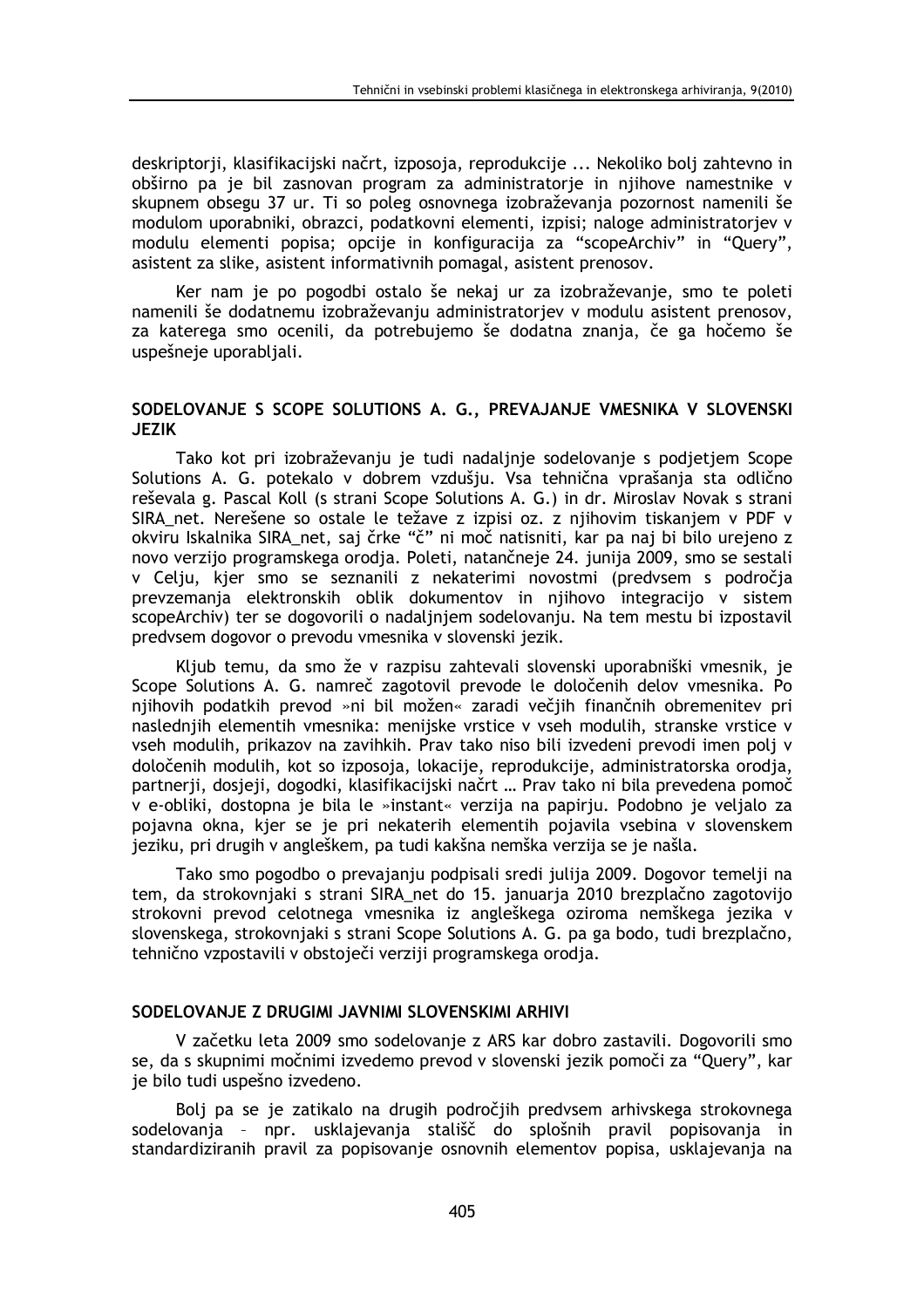deskriptorji, klasifikacijski načrt, izposoja, reprodukcije ... Nekoliko bolj zahtevno in obširno pa je bil zasnovan program za administratorje in njihove namestnike v skupnem obsegu 37 ur. Ti so poleg osnovnega izobraževanja pozornost namenili še modulom uporabniki, obrazci, podatkovni elementi, izpisi; naloge administratorjev v modulu elementi popisa; opcije in konfiguracija za "scopeArchiv" in "Query", asistent za slike, asistent informativnih pomagal, asistent prenosov.

Ker nam je po pogodbi ostalo še nekaj ur za izobraževanje, smo te poleti namenili še dodatnemu izobraževanju administratorjev v modulu asistent prenosov, za katerega smo ocenili, da potrebujemo še dodatna znanja, če ga hočemo še uspešneje uporabljali.

## SODELOVANJE S SCOPE SOLUTIONS A. G., PREVAJANJE VMESNIKA V SLOVENSKI JEZIK

Tako kot pri izobraževanju je tudi nadaljnje sodelovanje s podjetjem Scope Solutions A. G. potekalo v dobrem vzdušju. Vsa tehnična vprašanja sta odlično reševala g. Pascal Koll (s strani Scope Solutions A. G.) in dr. Miroslav Novak s strani SIRA_net. Nerešene so ostale le težave z izpisi oz. z njihovim tiskanjem v PDF v okviru Iskalnika SIRA_net, saj črke "č" ni moč natisniti, kar pa naj bi bilo urejeno z novo verzijo programskega orodja. Poleti, natančneje 24. junija 2009, smo se sestali v Celju, kjer smo se seznanili z nekaterimi novostmi (predvsem s področja prevzemanja elektronskih oblik dokumentov in njihovo integracijo v sistem scopeArchiv) ter se dogovorili o nadaljnjem sodelovanju. Na tem mestu bi izpostavil predvsem dogovor o prevodu vmesnika v slovenski jezik.

Kljub temu, da smo že v razpisu zahtevali slovenski uporabniški vmesnik, je Scope Solutions A. G. namreč zagotovil prevode le določenih delov vmesnika. Po njihovih podatkih prevod »ni bil možen« zaradi večjih finančnih obremenitev pri naslednjih elementih vmesnika: menijske vrstice v vseh modulih, stranske vrstice v vseh modulih, prikazov na zavihkih. Prav tako niso bili izvedeni prevodi imen polj v določenih modulih, kot so izposoja, lokacije, reprodukcije, administratorska orodja, partnerji, dosjeji, dogodki, klasifikacijski načrt … Prav tako ni bila prevedena pomoč v e-obliki, dostopna je bila le »instant« verzija na papirju. Podobno je veljalo za pojavna okna, kjer se je pri nekaterih elementih pojavila vsebina v slovenskem jeziku, pri drugih v angleškem, pa tudi kakšna nemška verzija se je našla.

Tako smo pogodbo o prevajanju podpisali sredi julija 2009. Dogovor temelji na tem, da strokovnjaki s strani SIRA_net do 15. januarja 2010 brezplačno zagotovijo strokovni prevod celotnega vmesnika iz angleškega oziroma nemškega jezika v slovenskega, strokovnjaki s strani Scope Solutions A. G. pa ga bodo, tudi brezplačno, tehnično vzpostavili v obstoječi verziji programskega orodja.

## SODELOVANJE Z DRUGIMI JAVNIMI SLOVENSKIMI ARHIVI

V začetku leta 2009 smo sodelovanje z ARS kar dobro zastavili. Dogovorili smo se, da s skupnimi močnimi izvedemo prevod v slovenski jezik pomoči za "Query", kar je bilo tudi uspešno izvedeno.

Bolj pa se je zatikalo na drugih področjih predvsem arhivskega strokovnega sodelovanja – npr. usklajevanja stališč do splošnih pravil popisovanja in standardiziranih pravil za popisovanje osnovnih elementov popisa, usklajevanja na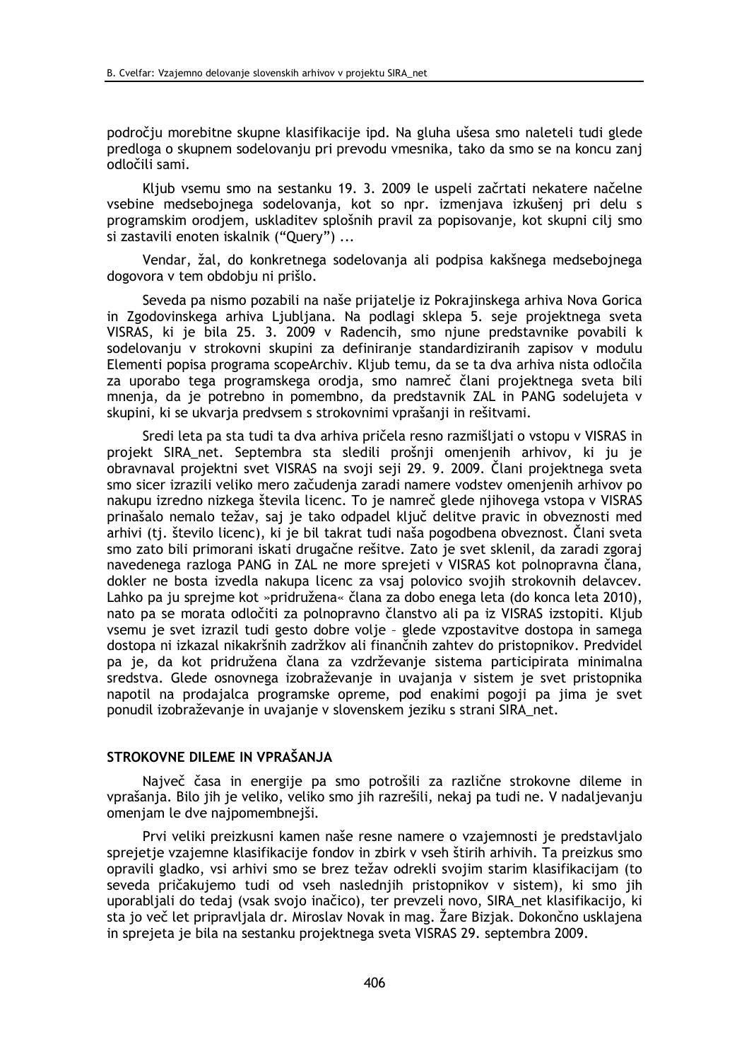področju morebitne skupne klasifikacije ipd. Na gluha ušesa smo naleteli tudi glede predloga o skupnem sodelovanju pri prevodu vmesnika, tako da smo se na koncu zanj odločili sami.

Kljub vsemu smo na sestanku 19. 3. 2009 le uspeli začrtati nekatere načelne vsebine medsebojnega sodelovanja, kot so npr. izmenjava izkušenj pri delu s programskim orodjem, uskladitev splošnih pravil za popisovanje, kot skupni cilj smo si zastavili enoten iskalnik ("Query") ...

Vendar, žal, do konkretnega sodelovanja ali podpisa kakšnega medsebojnega dogovora v tem obdobju ni prišlo.

Seveda pa nismo pozabili na naše prijatelje iz Pokrajinskega arhiva Nova Gorica in Zgodovinskega arhiva Ljubljana. Na podlagi sklepa 5. seje projektnega sveta VISRAS, ki je bila 25. 3. 2009 v Radencih, smo njune predstavnike povabili k sodelovanju v strokovni skupini za definiranje standardiziranih zapisov v modulu Elementi popisa programa scopeArchiv. Kljub temu, da se ta dva arhiva nista odločila za uporabo tega programskega orodja, smo namreč člani projektnega sveta bili mnenja, da je potrebno in pomembno, da predstavnik ZAL in PANG sodelujeta v skupini, ki se ukvarja predvsem s strokovnimi vprašanji in rešitvami.

Sredi leta pa sta tudi ta dva arhiva pričela resno razmišljati o vstopu v VISRAS in projekt SIRA_net. Septembra sta sledili prošnji omenjenih arhivov, ki ju je obravnaval projektni svet VISRAS na svoji seji 29. 9. 2009. Člani projektnega sveta smo sicer izrazili veliko mero začudenja zaradi namere vodstev omenjenih arhivov po nakupu izredno nizkega števila licenc. To je namreč glede njihovega vstopa v VISRAS prinašalo nemalo težav, saj je tako odpadel ključ delitve pravic in obveznosti med arhivi (tj. število licenc), ki je bil takrat tudi naša pogodbena obveznost. Člani sveta smo zato bili primorani iskati drugačne rešitve. Zato je svet sklenil, da zaradi zgoraj navedenega razloga PANG in ZAL ne more sprejeti v VISRAS kot polnopravna člana, dokler ne bosta izvedla nakupa licenc za vsaj polovico svojih strokovnih delavcev. Lahko pa ju sprejme kot »pridružena« člana za dobo enega leta (do konca leta 2010), nato pa se morata odločiti za polnopravno članstvo ali pa iz VISRAS izstopiti. Kljub vsemu je svet izrazil tudi gesto dobre volje – glede vzpostavitve dostopa in samega dostopa ni izkazal nikakršnih zadržkov ali finančnih zahtev do pristopnikov. Predvidel pa je, da kot pridružena člana za vzdrževanje sistema participirata minimalna sredstva. Glede osnovnega izobraževanja in uvajanja v sistem je svet pristopnika napotil na prodajalca programske opreme, pod enakimi pogoji pa jima je svet ponudil izobraževanje in uvajanje v slovenskem jeziku s strani SIRA_net.

## STROKOVNE DILEME IN VPRAŠANJA

Največ časa in energije pa smo potrošili za različne strokovne dileme in vprašanja. Bilo jih je veliko, veliko smo jih razrešili, nekaj pa tudi ne. V nadaljevanju omenjam le dve najpomembnejši.

Prvi veliki preizkusni kamen naše resne namere o vzajemnosti je predstavljalo sprejetje vzajemne klasifikacije fondov in zbirk v vseh štirih arhivih. Ta preizkus smo opravili gladko, vsi arhivi smo se brez težav odrekli svojim starim klasifikacijam (to seveda pričakujemo tudi od vseh naslednjih pristopnikov v sistem), ki smo jih uporabljali do tedaj (vsak svojo inačico), ter prevzeli novo, SIRA_net klasifikacijo, ki sta jo več let pripravljala dr. Miroslav Novak in mag. Žare Bizjak. Dokončno usklajena in sprejeta je bila na sestanku projektnega sveta VISRAS 29. septembra 2009.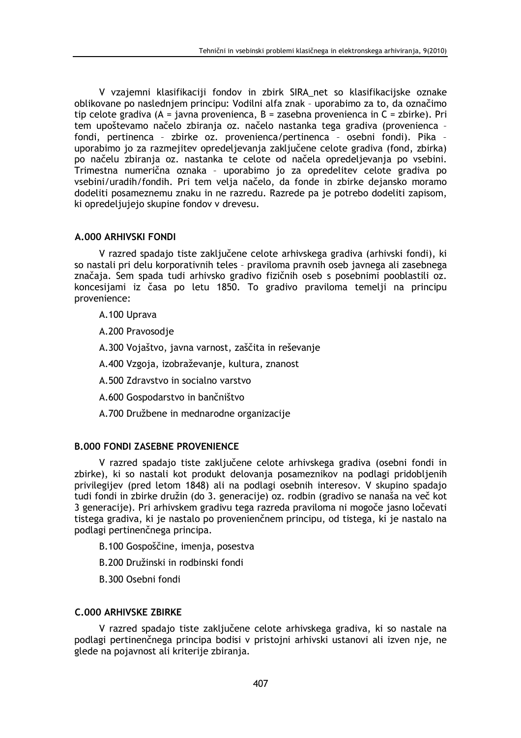V vzajemni klasifikaciji fondov in zbirk SIRA_net so klasifikacijske oznake oblikovane po naslednjem principu: Vodilni alfa znak – uporabimo za to, da označimo tip celote gradiva (A = javna provenienca, B = zasebna provenienca in C = zbirke). Pri tem upoštevamo načelo zbiranja oz. načelo nastanka tega gradiva (provenienca – fondi, pertinenca – zbirke oz. provenienca/pertinenca – osebni fondi). Pika – uporabimo jo za razmejitev opredeljevanja zaključene celote gradiva (fond, zbirka) po načelu zbiranja oz. nastanka te celote od načela opredeljevanja po vsebini. Trimestna numerična oznaka – uporabimo jo za opredelitev celote gradiva po vsebini/uradih/fondih. Pri tem velja načelo, da fonde in zbirke dejansko moramo dodeliti posameznemu znaku in ne razredu. Razrede pa je potrebo dodeliti zapisom, ki opredeljujejo skupine fondov v drevesu.

#### A.000 ARHIVSKI FONDI

V razred spadajo tiste zaključene celote arhivskega gradiva (arhivski fondi), ki so nastali pri delu korporativnih teles – praviloma pravnih oseb javnega ali zasebnega značaja. Sem spada tudi arhivsko gradivo fizičnih oseb s posebnimi pooblastili oz. koncesijami iz časa po letu 1850. To gradivo praviloma temelji na principu provenience:

- A.100 Uprava
- A.200 Pravosodje
- A.300 Vojaštvo, javna varnost, zaščita in reševanje
- A.400 Vzgoja, izobraževanje, kultura, znanost
- A.500 Zdravstvo in socialno varstvo
- A.600 Gospodarstvo in bančništvo
- A.700 Družbene in mednarodne organizacije

#### B.000 FONDI ZASEBNE PROVENIENCE

V razred spadajo tiste zaključene celote arhivskega gradiva (osebni fondi in zbirke), ki so nastali kot produkt delovanja posameznikov na podlagi pridobljenih privilegijev (pred letom 1848) ali na podlagi osebnih interesov. V skupino spadajo tudi fondi in zbirke družin (do 3. generacije) oz. rodbin (gradivo se nanaša na več kot 3 generacije). Pri arhivskem gradivu tega razreda praviloma ni mogoče jasno ločevati tistega gradiva, ki je nastalo po provenienčnem principu, od tistega, ki je nastalo na podlagi pertinenčnega principa.

- B.100 Gospoščine, imenja, posestva
- B.200 Družinski in rodbinski fondi
- B.300 Osebni fondi

#### C.000 ARHIVSKE ZBIRKE

V razred spadajo tiste zaključene celote arhivskega gradiva, ki so nastale na podlagi pertinenčnega principa bodisi v pristojni arhivski ustanovi ali izven nje, ne glede na pojavnost ali kriterije zbiranja.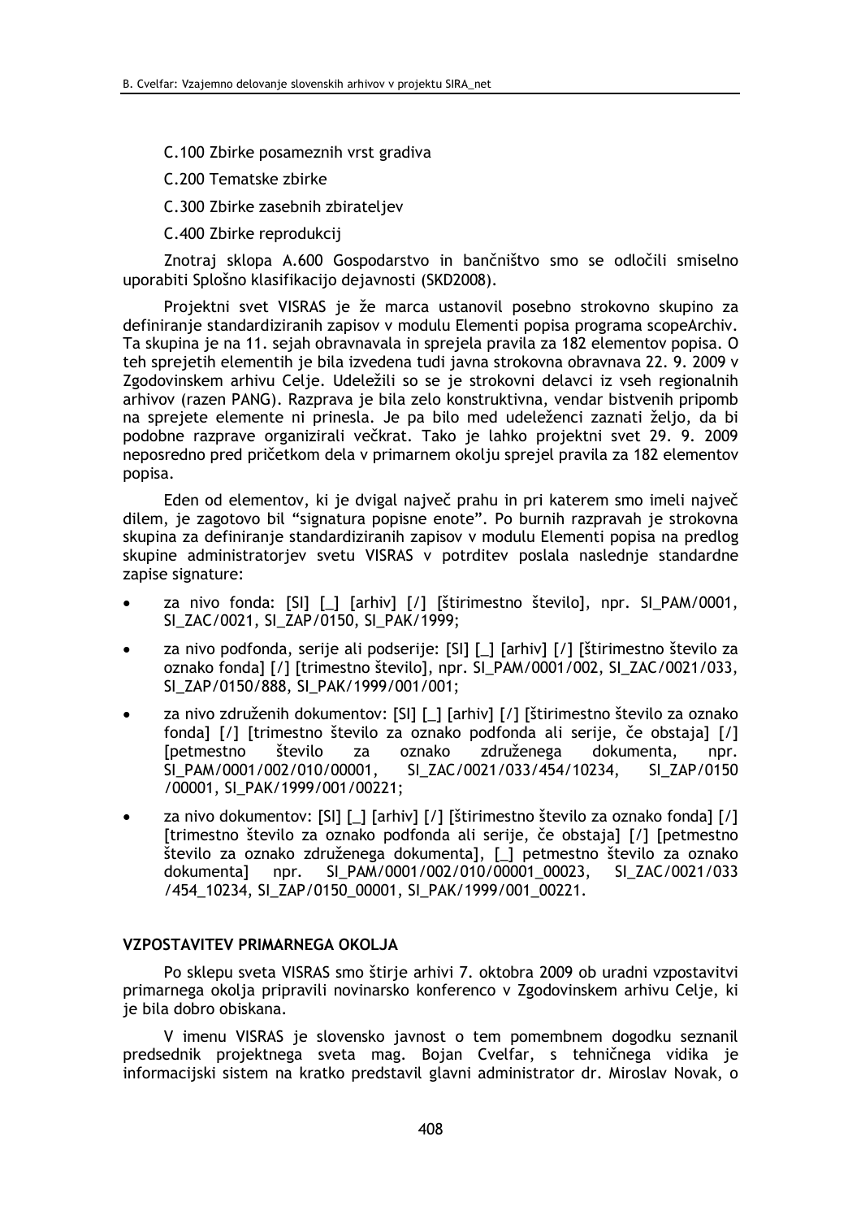C.100 Zbirke posameznih vrst gradiva

C.200 Tematske zbirke

C.300 Zbirke zasebnih zbirateljev

C.400 Zbirke reprodukcij

Znotraj sklopa A.600 Gospodarstvo in bančništvo smo se odločili smiselno uporabiti Splošno klasifikacijo dejavnosti (SKD2008).

Projektni svet VISRAS je že marca ustanovil posebno strokovno skupino za definiranje standardiziranih zapisov v modulu Elementi popisa programa scopeArchiv. Ta skupina je na 11. sejah obravnavala in sprejela pravila za 182 elementov popisa. O teh sprejetih elementih je bila izvedena tudi javna strokovna obravnava 22. 9. 2009 v Zgodovinskem arhivu Celje. Udeležili so se je strokovni delavci iz vseh regionalnih arhivov (razen PANG). Razprava je bila zelo konstruktivna, vendar bistvenih pripomb na sprejete elemente ni prinesla. Je pa bilo med udeleženci zaznati željo, da bi podobne razprave organizirali večkrat. Tako je lahko projektni svet 29. 9. 2009 neposredno pred pričetkom dela v primarnem okolju sprejel pravila za 182 elementov popisa.

Eden od elementov, ki je dvigal največ prahu in pri katerem smo imeli največ dilem, je zagotovo bil "signatura popisne enote". Po burnih razpravah je strokovna skupina za definiranje standardiziranih zapisov v modulu Elementi popisa na predlog skupine administratorjev svetu VISRAS v potrditev poslala naslednje standardne zapise signature:

- za nivo fonda: [SI] [_] [arhiv] [/] [štirimestno število], npr. SI_PAM/0001, SI_ZAC/0021, SI_ZAP/0150, SI_PAK/1999;
- za nivo podfonda, serije ali podserije: [SI] [_] [arhiv] [/] [štirimestno število za oznako fonda] [/] [trimestno število], npr. SI_PAM/0001/002, SI_ZAC/0021/033, SI_ZAP/0150/888, SI_PAK/1999/001/001;
- za nivo združenih dokumentov: [SI] [_] [arhiv] [/] [štirimestno število za oznako fonda] [/] [trimestno število za oznako podfonda ali serije, če obstaja] [/] [petmestno število za oznako združenega dokumenta, npr. SI_PAM/0001/002/010/00001, SI_ZAC/0021/033/454/10234, SI_ZAP/0150 /00001, SI_PAK/1999/001/00221;
- za nivo dokumentov: [SI] [_] [arhiv] [/] [štirimestno število za oznako fonda] [/] [trimestno število za oznako podfonda ali serije, če obstaja] [/] [petmestno število za oznako združenega dokumenta], [_] petmestno število za oznako dokumenta] npr. SI_PAM/0001/002/010/00001_00023, SI_ZAC/0021/033 /454_10234, SI_ZAP/0150_00001, SI_PAK/1999/001_00221.

## VZPOSTAVITEV PRIMARNEGA OKOLJA

Po sklepu sveta VISRAS smo štirje arhivi 7. oktobra 2009 ob uradni vzpostavitvi primarnega okolja pripravili novinarsko konferenco v Zgodovinskem arhivu Celje, ki je bila dobro obiskana.

V imenu VISRAS je slovensko javnost o tem pomembnem dogodku seznanil predsednik projektnega sveta mag. Bojan Cvelfar, s tehničnega vidika je informacijski sistem na kratko predstavil glavni administrator dr. Miroslav Novak, o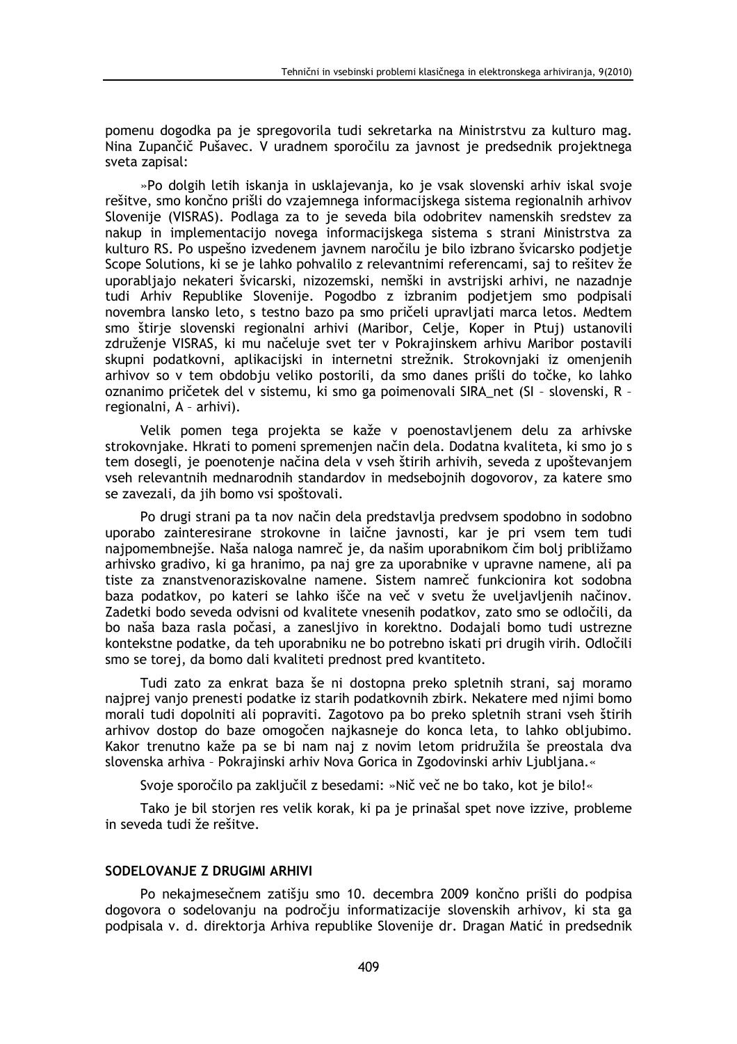pomenu dogodka pa je spregovorila tudi sekretarka na Ministrstvu za kulturo mag. Nina Zupančič Pušavec. V uradnem sporočilu za javnost je predsednik projektnega sveta zapisal:

»Po dolgih letih iskanja in usklajevanja, ko je vsak slovenski arhiv iskal svoje rešitve, smo končno prišli do vzajemnega informacijskega sistema regionalnih arhivov Slovenije (VISRAS). Podlaga za to je seveda bila odobritev namenskih sredstev za nakup in implementacijo novega informacijskega sistema s strani Ministrstva za kulturo RS. Po uspešno izvedenem javnem naročilu je bilo izbrano švicarsko podjetje Scope Solutions, ki se je lahko pohvalilo z relevantnimi referencami, saj to rešitev že uporabljajo nekateri švicarski, nizozemski, nemški in avstrijski arhivi, ne nazadnje tudi Arhiv Republike Slovenije. Pogodbo z izbranim podjetjem smo podpisali novembra lansko leto, s testno bazo pa smo pričeli upravljati marca letos. Medtem smo štirje slovenski regionalni arhivi (Maribor, Celje, Koper in Ptuj) ustanovili združenje VISRAS, ki mu načeluje svet ter v Pokrajinskem arhivu Maribor postavili skupni podatkovni, aplikacijski in internetni strežnik. Strokovnjaki iz omenjenih arhivov so v tem obdobju veliko postorili, da smo danes prišli do točke, ko lahko oznanimo pričetek del v sistemu, ki smo ga poimenovali SIRA_net (SI – slovenski, R – regionalni, A – arhivi).

Velik pomen tega projekta se kaže v poenostavljenem delu za arhivske strokovnjake. Hkrati to pomeni spremenjen način dela. Dodatna kvaliteta, ki smo jo s tem dosegli, je poenotenje načina dela v vseh štirih arhivih, seveda z upoštevanjem vseh relevantnih mednarodnih standardov in medsebojnih dogovorov, za katere smo se zavezali, da jih bomo vsi spoštovali.

Po drugi strani pa ta nov način dela predstavlja predvsem spodobno in sodobno uporabo zainteresirane strokovne in laične javnosti, kar je pri vsem tem tudi najpomembnejše. Naša naloga namreč je, da našim uporabnikom čim bolj približamo arhivsko gradivo, ki ga hranimo, pa naj gre za uporabnike v upravne namene, ali pa tiste za znanstvenoraziskovalne namene. Sistem namreč funkcionira kot sodobna baza podatkov, po kateri se lahko išče na več v svetu že uveljavljenih načinov. Zadetki bodo seveda odvisni od kvalitete vnesenih podatkov, zato smo se odločili, da bo naša baza rasla počasi, a zanesljivo in korektno. Dodajali bomo tudi ustrezne kontekstne podatke, da teh uporabniku ne bo potrebno iskati pri drugih virih. Odločili smo se torej, da bomo dali kvaliteti prednost pred kvantiteto.

Tudi zato za enkrat baza še ni dostopna preko spletnih strani, saj moramo najprej vanjo prenesti podatke iz starih podatkovnih zbirk. Nekatere med njimi bomo morali tudi dopolniti ali popraviti. Zagotovo pa bo preko spletnih strani vseh štirih arhivov dostop do baze omogočen najkasneje do konca leta, to lahko obljubimo. Kakor trenutno kaže pa se bi nam naj z novim letom pridružila še preostala dva slovenska arhiva – Pokrajinski arhiv Nova Gorica in Zgodovinski arhiv Ljubljana.«

Svoje sporočilo pa zaključil z besedami: »Nič več ne bo tako, kot je bilo!«

Tako je bil storjen res velik korak, ki pa je prinašal spet nove izzive, probleme in seveda tudi že rešitve.

## SODELOVANJE Z DRUGIMI ARHIVI

Po nekajmesečnem zatišju smo 10. decembra 2009 končno prišli do podpisa dogovora o sodelovanju na področju informatizacije slovenskih arhivov, ki sta ga podpisala v. d. direktorja Arhiva republike Slovenije dr. Dragan Matić in predsednik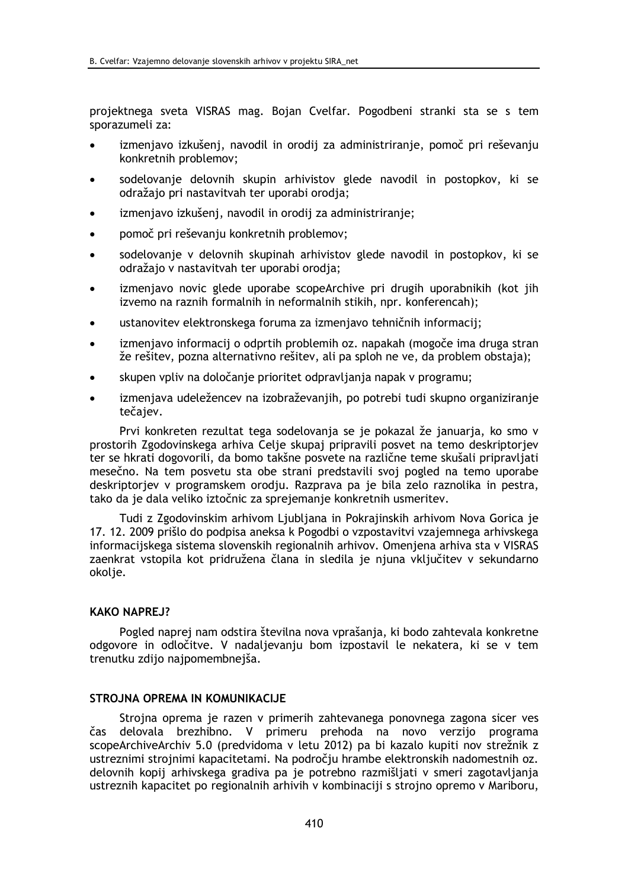projektnega sveta VISRAS mag. Bojan Cvelfar. Pogodbeni stranki sta se s tem sporazumeli za:

- izmenjavo izkušenj, navodil in orodij za administriranje, pomoč pri reševanju konkretnih problemov;
- sodelovanje delovnih skupin arhivistov glede navodil in postopkov, ki se odražajo pri nastavitvah ter uporabi orodja;
- izmenjavo izkušenj, navodil in orodij za administriranje;
- pomoč pri reševanju konkretnih problemov;
- sodelovanje v delovnih skupinah arhivistov glede navodil in postopkov, ki se odražajo v nastavitvah ter uporabi orodja;
- izmenjavo novic glede uporabe scopeArchive pri drugih uporabnikih (kot jih izvemo na raznih formalnih in neformalnih stikih, npr. konferencah);
- ustanovitev elektronskega foruma za izmenjavo tehničnih informacij;
- izmenjavo informacij o odprtih problemih oz. napakah (mogoče ima druga stran že rešitev, pozna alternativno rešitev, ali pa sploh ne ve, da problem obstaja);
- skupen vpliv na določanje prioritet odpravljanja napak v programu;
- izmenjava udeležencev na izobraževanjih, po potrebi tudi skupno organiziranje tečajev.

Prvi konkreten rezultat tega sodelovanja se je pokazal že januarja, ko smo v prostorih Zgodovinskega arhiva Celje skupaj pripravili posvet na temo deskriptorjev ter se hkrati dogovorili, da bomo takšne posvete na različne teme skušali pripravljati mesečno. Na tem posvetu sta obe strani predstavili svoj pogled na temo uporabe deskriptorjev v programskem orodju. Razprava pa je bila zelo raznolika in pestra, tako da je dala veliko iztočnic za sprejemanje konkretnih usmeritev.

Tudi z Zgodovinskim arhivom Ljubljana in Pokrajinskih arhivom Nova Gorica je 17. 12. 2009 prišlo do podpisa aneksa k Pogodbi o vzpostavitvi vzajemnega arhivskega informacijskega sistema slovenskih regionalnih arhivov. Omenjena arhiva sta v VISRAS zaenkrat vstopila kot pridružena člana in sledila je njuna vključitev v sekundarno okolje.

## KAKO NAPREJ?

Pogled naprej nam odstira številna nova vprašanja, ki bodo zahtevala konkretne odgovore in odločitve. V nadaljevanju bom izpostavil le nekatera, ki se v tem trenutku zdijo najpomembnejša.

## STROJNA OPREMA IN KOMUNIKACIJE

Strojna oprema je razen v primerih zahtevanega ponovnega zagona sicer ves čas delovala brezhibno. V primeru prehoda na novo verzijo programa scopeArchiveArchiv 5.0 (predvidoma v letu 2012) pa bi kazalo kupiti nov strežnik z ustreznimi strojnimi kapacitetami. Na področju hrambe elektronskih nadomestnih oz. delovnih kopij arhivskega gradiva pa je potrebno razmišljati v smeri zagotavljanja ustreznih kapacitet po regionalnih arhivih v kombinaciji s strojno opremo v Mariboru,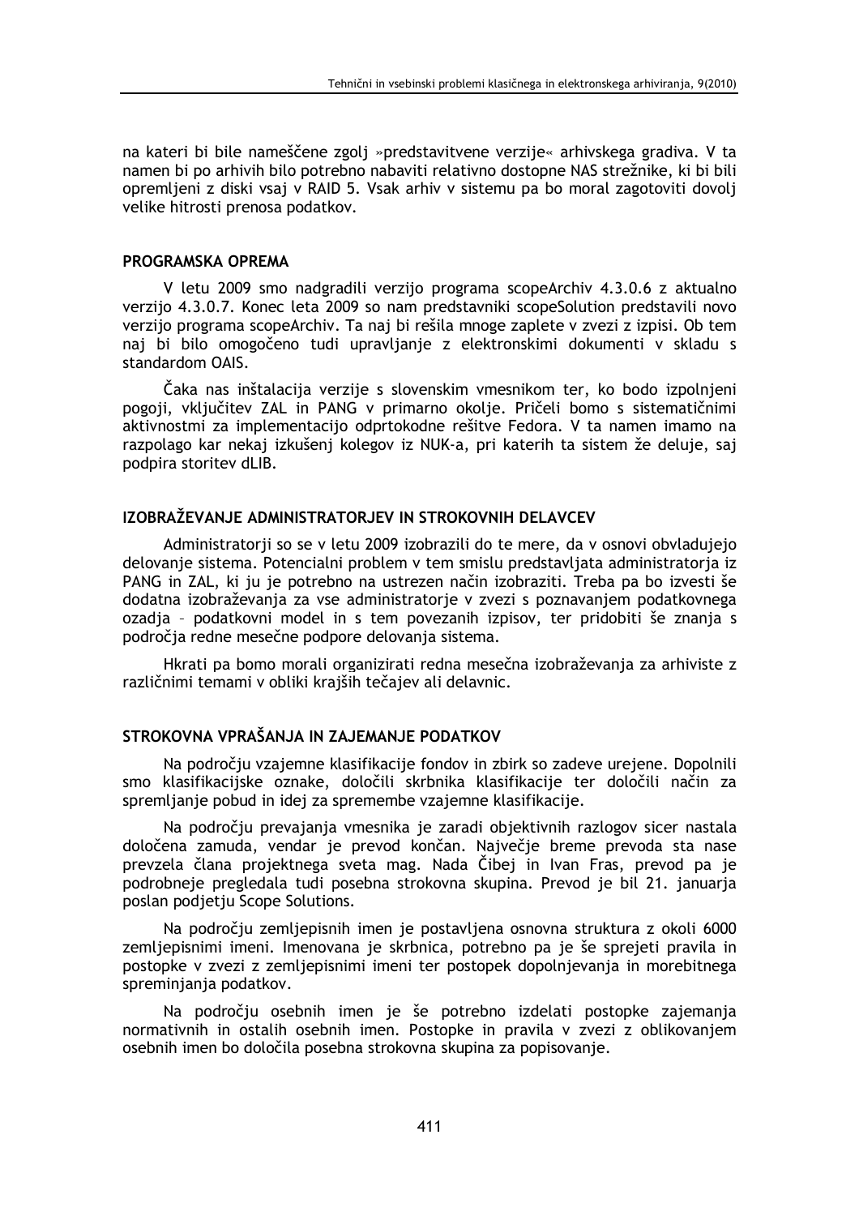na kateri bi bile nameščene zgolj »predstavitvene verzije« arhivskega gradiva. V ta namen bi po arhivih bilo potrebno nabaviti relativno dostopne NAS strežnike, ki bi bili opremljeni z diski vsaj v RAID 5. Vsak arhiv v sistemu pa bo moral zagotoviti dovolj velike hitrosti prenosa podatkov.

## PROGRAMSKA OPREMA

V letu 2009 smo nadgradili verzijo programa scopeArchiv 4.3.0.6 z aktualno verzijo 4.3.0.7. Konec leta 2009 so nam predstavniki scopeSolution predstavili novo verzijo programa scopeArchiv. Ta naj bi rešila mnoge zaplete v zvezi z izpisi. Ob tem naj bi bilo omogočeno tudi upravljanje z elektronskimi dokumenti v skladu s standardom OAIS.

Čaka nas inštalacija verzije s slovenskim vmesnikom ter, ko bodo izpolnjeni pogoji, vključitev ZAL in PANG v primarno okolje. Pričeli bomo s sistematičnimi aktivnostmi za implementacijo odprtokodne rešitve Fedora. V ta namen imamo na razpolago kar nekaj izkušenj kolegov iz NUK-a, pri katerih ta sistem že deluje, saj podpira storitev dLIB.

## IZOBRAŽEVANJE ADMINISTRATORJEV IN STROKOVNIH DELAVCEV

Administratorji so se v letu 2009 izobrazili do te mere, da v osnovi obvladujejo delovanje sistema. Potencialni problem v tem smislu predstavljata administratorja iz PANG in ZAL, ki ju je potrebno na ustrezen način izobraziti. Treba pa bo izvesti še dodatna izobraževanja za vse administratorje v zvezi s poznavanjem podatkovnega ozadja – podatkovni model in s tem povezanih izpisov, ter pridobiti še znanja s področja redne mesečne podpore delovanja sistema.

Hkrati pa bomo morali organizirati redna mesečna izobraževanja za arhiviste z različnimi temami v obliki krajših tečajev ali delavnic.

## STROKOVNA VPRAŠANJA IN ZAJEMANJE PODATKOV

Na področju vzajemne klasifikacije fondov in zbirk so zadeve urejene. Dopolnili smo klasifikacijske oznake, določili skrbnika klasifikacije ter določili način za spremljanje pobud in idej za spremembe vzajemne klasifikacije.

Na področju prevajanja vmesnika je zaradi objektivnih razlogov sicer nastala določena zamuda, vendar je prevod končan. Največje breme prevoda sta nase prevzela člana projektnega sveta mag. Nada Čibej in Ivan Fras, prevod pa je podrobneje pregledala tudi posebna strokovna skupina. Prevod je bil 21. januarja poslan podjetju Scope Solutions.

Na področju zemljepisnih imen je postavljena osnovna struktura z okoli 6000 zemljepisnimi imeni. Imenovana je skrbnica, potrebno pa je še sprejeti pravila in postopke v zvezi z zemljepisnimi imeni ter postopek dopolnjevanja in morebitnega spreminjanja podatkov.

Na področju osebnih imen je še potrebno izdelati postopke zajemanja normativnih in ostalih osebnih imen. Postopke in pravila v zvezi z oblikovanjem osebnih imen bo določila posebna strokovna skupina za popisovanje.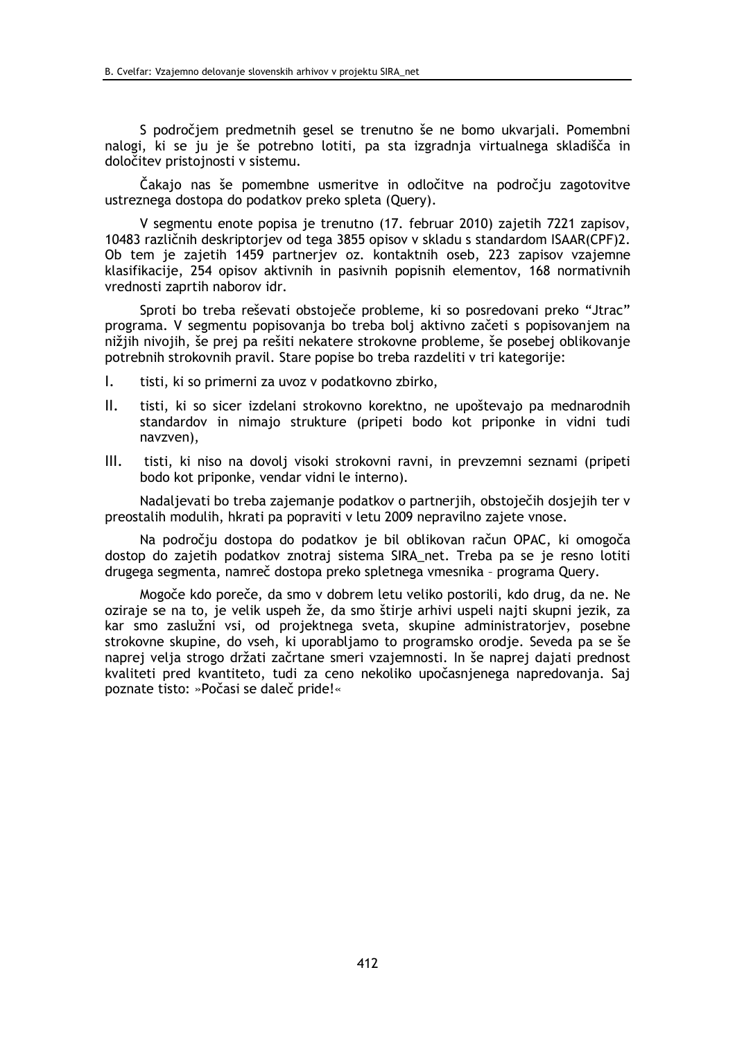S področjem predmetnih gesel se trenutno še ne bomo ukvarjali. Pomembni nalogi, ki se ju je še potrebno lotiti, pa sta izgradnja virtualnega skladišča in določitev pristojnosti v sistemu.

Čakajo nas še pomembne usmeritve in odločitve na področju zagotovitve ustreznega dostopa do podatkov preko spleta (Query).

V segmentu enote popisa je trenutno (17. februar 2010) zajetih 7221 zapisov, 10483 različnih deskriptorjev od tega 3855 opisov v skladu s standardom ISAAR(CPF)2. Ob tem je zajetih 1459 partnerjev oz. kontaktnih oseb, 223 zapisov vzajemne klasifikacije, 254 opisov aktivnih in pasivnih popisnih elementov, 168 normativnih vrednosti zaprtih naborov idr.

Sproti bo treba reševati obstoječe probleme, ki so posredovani preko "Jtrac" programa. V segmentu popisovanja bo treba bolj aktivno začeti s popisovanjem na nižjih nivojih, še prej pa rešiti nekatere strokovne probleme, še posebej oblikovanje potrebnih strokovnih pravil. Stare popise bo treba razdeliti v tri kategorije:

I. tisti, ki so primerni za uvoz v podatkovno zbirko,

II. tisti, ki so sicer izdelani strokovno korektno, ne upoštevajo pa mednarodnih standardov in nimajo strukture (pripeti bodo kot priponke in vidni tudi navzven),

III. tisti, ki niso na dovolj visoki strokovni ravni, in prevzemni seznami (pripeti bodo kot priponke, vendar vidni le interno).

Nadaljevati bo treba zajemanje podatkov o partnerjih, obstoječih dosjejih ter v preostalih modulih, hkrati pa popraviti v letu 2009 nepravilno zajete vnose.

Na področju dostopa do podatkov je bil oblikovan račun OPAC, ki omogoča dostop do zajetih podatkov znotraj sistema SIRA_net. Treba pa se je resno lotiti drugega segmenta, namreč dostopa preko spletnega vmesnika – programa Query.

Mogoče kdo poreče, da smo v dobrem letu veliko postorili, kdo drug, da ne. Ne oziraje se na to, je velik uspeh že, da smo štirje arhivi uspeli najti skupni jezik, za kar smo zaslužni vsi, od projektnega sveta, skupine administratorjev, posebne strokovne skupine, do vseh, ki uporabljamo to programsko orodje. Seveda pa se še naprej velja strogo držati začrtane smeri vzajemnosti. In še naprej dajati prednost kvaliteti pred kvantiteto, tudi za ceno nekoliko upočasnjenega napredovanja. Saj poznate tisto: »Počasi se daleč pride!«